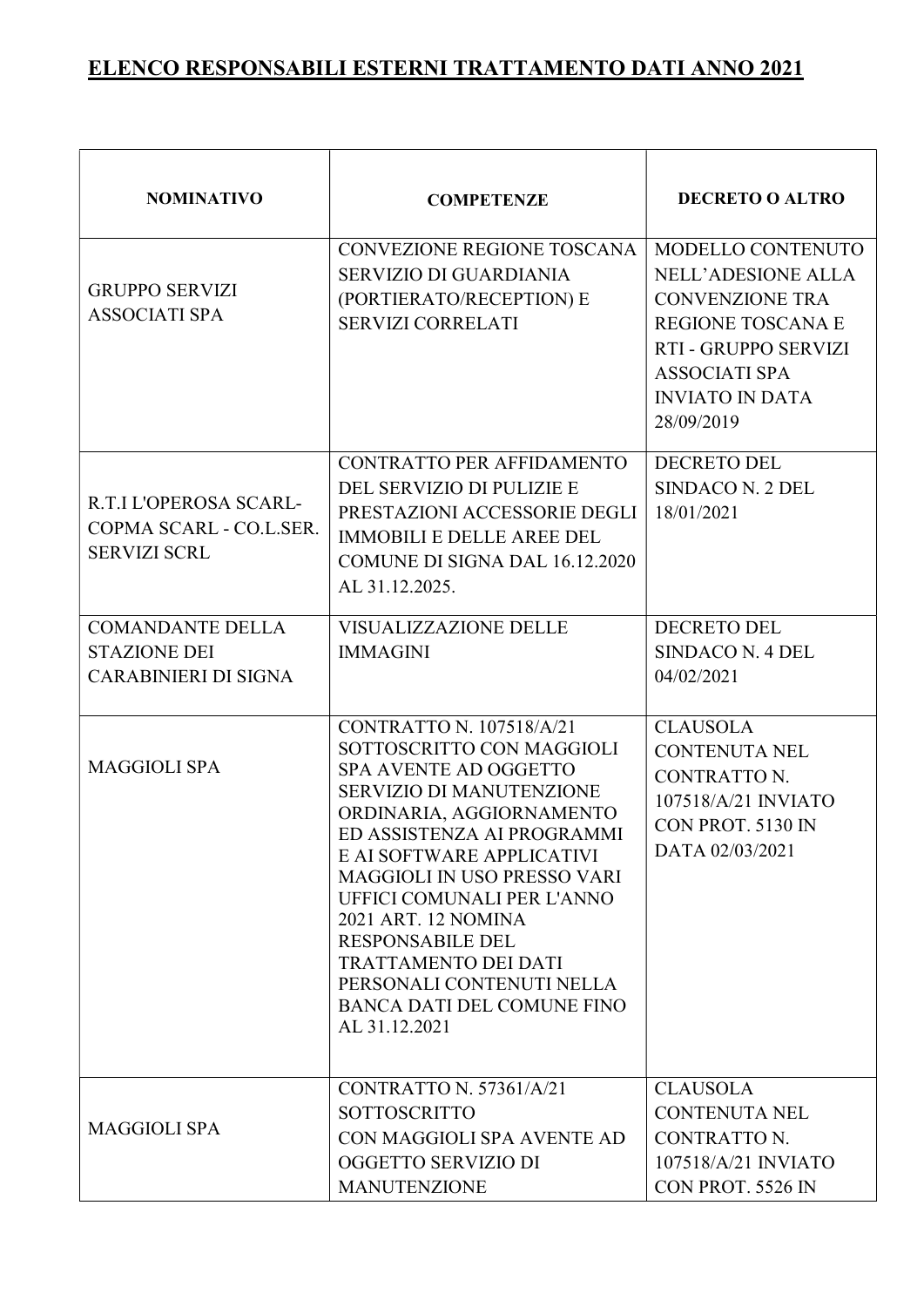# ELENCO RESPONSABILI ESTERNI TRATTAMENTO DATI ANNO 2021

| NOMINATIVO | COMPETENZE | DECRETO O ALTRO |
| --- | --- | --- |
| GRUPPO SERVIZI ASSOCIATI SPA | CONVEZIONE REGIONE TOSCANA SERVIZIO DI GUARDIANIA (PORTIERATO/RECEPTION) E SERVIZI CORRELATI | MODELLO CONTENUTO NELL'ADESIONE ALLA CONVENZIONE TRA REGIONE TOSCANA E RTI - GRUPPO SERVIZI ASSOCIATI SPA INVIATO IN DATA 28/09/2019 |
| R.T.I L'OPEROSA SCARL- COPMA SCARL - CO.L.SER. SERVIZI SCRL | CONTRATTO PER AFFIDAMENTO DEL SERVIZIO DI PULIZIE E PRESTAZIONI ACCESSORIE DEGLI IMMOBILI E DELLE AREE DEL COMUNE DI SIGNA DAL 16.12.2020 AL 31.12.2025. | DECRETO DEL SINDACO N. 2 DEL 18/01/2021 |
| COMANDANTE DELLA STAZIONE DEI CARABINIERI DI SIGNA | VISUALIZZAZIONE DELLE IMMAGINI | DECRETO DEL SINDACO N. 4 DEL 04/02/2021 |
| MAGGIOLI SPA | CONTRATTO N. 107518/A/21 SOTTOSCRITTO CON MAGGIOLI SPA AVENTE AD OGGETTO SERVIZIO DI MANUTENZIONE ORDINARIA, AGGIORNAMENTO ED ASSISTENZA AI PROGRAMMI E AI SOFTWARE APPLICATIVI MAGGIOLI IN USO PRESSO VARI UFFICI COMUNALI PER L'ANNO 2021 ART. 12 NOMINA RESPONSABILE DEL TRATTAMENTO DEI DATI PERSONALI CONTENUTI NELLA BANCA DATI DEL COMUNE FINO AL 31.12.2021 | CLAUSOLA CONTENUTA NEL CONTRATTO N. 107518/A/21 INVIATO CON PROT. 5130 IN DATA 02/03/2021 |
| MAGGIOLI SPA | CONTRATTO N. 57361/A/21 SOTTOSCRITTO CON MAGGIOLI SPA AVENTE AD OGGETTO SERVIZIO DI MANUTENZIONE | CLAUSOLA CONTENUTA NEL CONTRATTO N. 107518/A/21 INVIATO CON PROT. 5526 IN |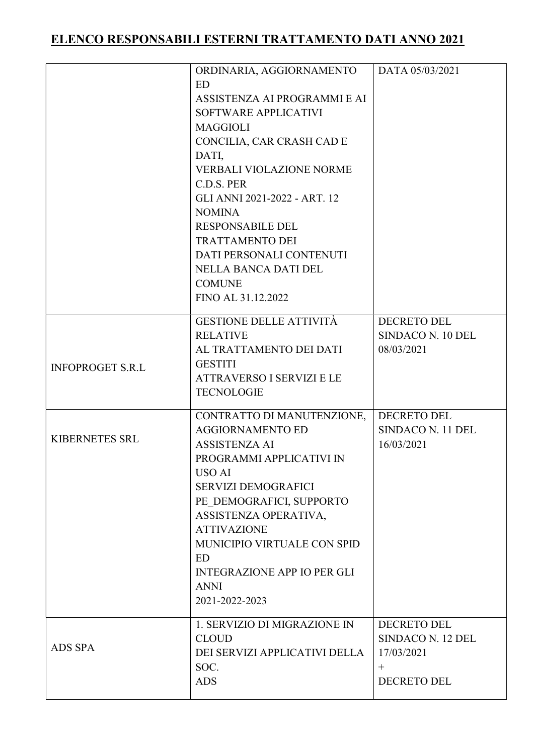## ELENCO RESPONSABILI ESTERNI TRATTAMENTO DATI ANNO 2021

| | | |
|---|---|---|
| | ORDINARIA, AGGIORNAMENTO ED ASSISTENZA AI PROGRAMMI E AI SOFTWARE APPLICATIVI MAGGIOLI CONCILIA, CAR CRASH CAD E DATI, VERBALI VIOLAZIONE NORME C.D.S. PER GLI ANNI 2021-2022 - ART. 12 NOMINA RESPONSABILE DEL TRATTAMENTO DEI DATI PERSONALI CONTENUTI NELLA BANCA DATI DEL COMUNE FINO AL 31.12.2022 | DATA 05/03/2021 |
| INFOPROGET S.R.L | GESTIONE DELLE ATTIVITÀ RELATIVE AL TRATTAMENTO DEI DATI GESTITI ATTRAVERSO I SERVIZI E LE TECNOLOGIE | DECRETO DEL SINDACO N. 10 DEL 08/03/2021 |
| KIBERNETES SRL | CONTRATTO DI MANUTENZIONE, AGGIORNAMENTO ED ASSISTENZA AI PROGRAMMI APPLICATIVI IN USO AI SERVIZI DEMOGRAFICI PE_DEMOGRAFICI, SUPPORTO ASSISTENZA OPERATIVA, ATTIVAZIONE MUNICIPIO VIRTUALE CON SPID ED INTEGRAZIONE APP IO PER GLI ANNI 2021-2022-2023 | DECRETO DEL SINDACO N. 11 DEL 16/03/2021 |
| ADS SPA | 1. SERVIZIO DI MIGRAZIONE IN CLOUD DEI SERVIZI APPLICATIVI DELLA SOC. ADS | DECRETO DEL SINDACO N. 12 DEL 17/03/2021 + DECRETO DEL |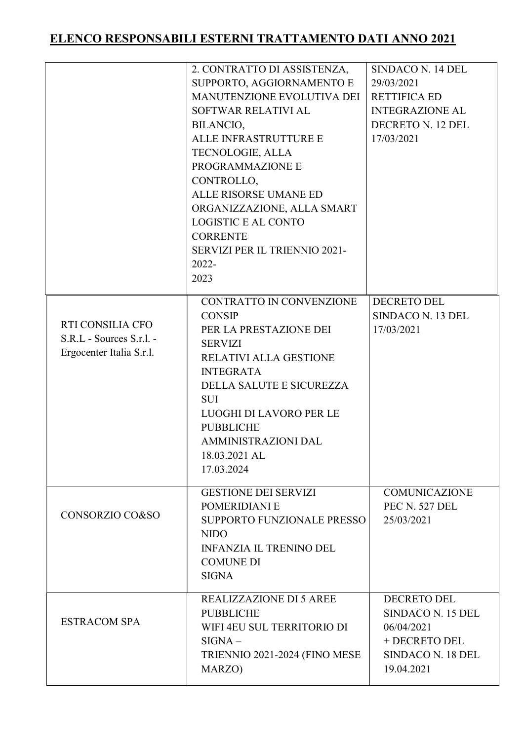## ELENCO RESPONSABILI ESTERNI TRATTAMENTO DATI ANNO 2021

| | | |
|---|---|---|
| | 2. CONTRATTO DI ASSISTENZA, SUPPORTO, AGGIORNAMENTO E MANUTENZIONE EVOLUTIVA DEI SOFTWAR RELATIVI AL BILANCIO, ALLE INFRASTRUTTURE E TECNOLOGIE, ALLA PROGRAMMAZIONE E CONTROLLO, ALLE RISORSE UMANE ED ORGANIZZAZIONE, ALLA SMART LOGISTIC E AL CONTO CORRENTE SERVIZI PER IL TRIENNIO 2021-2022-2023 | SINDACO N. 14 DEL 29/03/2021 RETTIFICA ED INTEGRAZIONE AL DECRETO N. 12 DEL 17/03/2021 |
| RTI CONSILIA CFO S.R.L - Sources S.r.l. - Ergocenter Italia S.r.l. | CONTRATTO IN CONVENZIONE CONSIP PER LA PRESTAZIONE DEI SERVIZI RELATIVI ALLA GESTIONE INTEGRATA DELLA SALUTE E SICUREZZA SUI LUOGHI DI LAVORO PER LE PUBBLICHE AMMINISTRAZIONI DAL 18.03.2021 AL 17.03.2024 | DECRETO DEL SINDACO N. 13 DEL 17/03/2021 |
| CONSORZIO CO&SO | GESTIONE DEI SERVIZI POMERIDIANI E SUPPORTO FUNZIONALE PRESSO NIDO INFANZIA IL TRENINO DEL COMUNE DI SIGNA | COMUNICAZIONE PEC N. 527 DEL 25/03/2021 |
| ESTRACOM SPA | REALIZZAZIONE DI 5 AREE PUBBLICHE WIFI 4EU SUL TERRITORIO DI SIGNA – TRIENNIO 2021-2024 (FINO MESE MARZO) | DECRETO DEL SINDACO N. 15 DEL 06/04/2021 + DECRETO DEL SINDACO N. 18 DEL 19.04.2021 |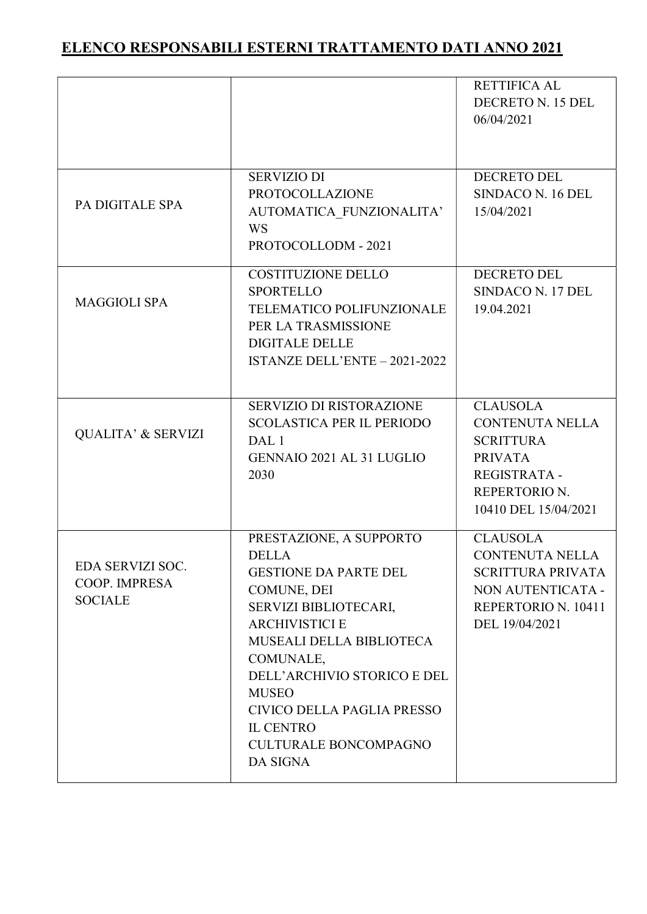## ELENCO RESPONSABILI ESTERNI TRATTAMENTO DATI ANNO 2021

| | | |
|---|---|---|
| | | RETTIFICA AL DECRETO N. 15 DEL 06/04/2021 |
| PA DIGITALE SPA | SERVIZIO DI PROTOCOLLAZIONE AUTOMATICA_FUNZIONALITA' WS PROTOCOLLODM - 2021 | DECRETO DEL SINDACO N. 16 DEL 15/04/2021 |
| MAGGIOLI SPA | COSTITUZIONE DELLO SPORTELLO TELEMATICO POLIFUNZIONALE PER LA TRASMISSIONE DIGITALE DELLE ISTANZE DELL'ENTE – 2021-2022 | DECRETO DEL SINDACO N. 17 DEL 19.04.2021 |
| QUALITA' & SERVIZI | SERVIZIO DI RISTORAZIONE SCOLASTICA PER IL PERIODO DAL 1 GENNAIO 2021 AL 31 LUGLIO 2030 | CLAUSOLA CONTENUTA NELLA SCRITTURA PRIVATA REGISTRATA - REPERTORIO N. 10410 DEL 15/04/2021 |
| EDA SERVIZI SOC. COOP. IMPRESA SOCIALE | PRESTAZIONE, A SUPPORTO DELLA GESTIONE DA PARTE DEL COMUNE, DEI SERVIZI BIBLIOTECARI, ARCHIVISTICI E MUSEALI DELLA BIBLIOTECA COMUNALE, DELL'ARCHIVIO STORICO E DEL MUSEO CIVICO DELLA PAGLIA PRESSO IL CENTRO CULTURALE BONCOMPAGNO DA SIGNA | CLAUSOLA CONTENUTA NELLA SCRITTURA PRIVATA NON AUTENTICATA - REPERTORIO N. 10411 DEL 19/04/2021 |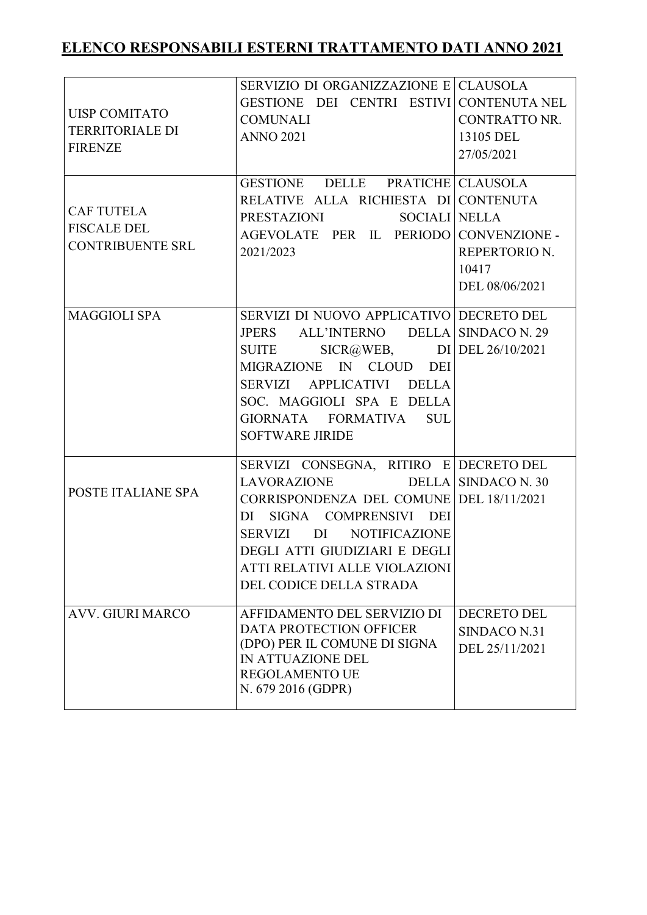# ELENCO RESPONSABILI ESTERNI TRATTAMENTO DATI ANNO 2021

| | | |
|---|---|---|
| UISP COMITATO TERRITORIALE DI FIRENZE | SERVIZIO DI ORGANIZZAZIONE E GESTIONE DEI CENTRI ESTIVI COMUNALI ANNO 2021 | CLAUSOLA CONTENUTA NEL CONTRATTO NR. 13105 DEL 27/05/2021 |
| CAF TUTELA FISCALE DEL CONTRIBUENTE SRL | GESTIONE DELLE PRATICHE RELATIVE ALLA RICHIESTA DI PRESTAZIONI SOCIALI AGEVOLATE PER IL PERIODO 2021/2023 | CLAUSOLA CONTENUTA NELLA CONVENZIONE - REPERTORIO N. 10417 DEL 08/06/2021 |
| MAGGIOLI SPA | SERVIZI DI NUOVO APPLICATIVO JPERS ALL'INTERNO DELLA SUITE SICR@WEB, DI MIGRAZIONE IN CLOUD DEI SERVIZI APPLICATIVI DELLA SOC. MAGGIOLI SPA E DELLA GIORNATA FORMATIVA SUL SOFTWARE JIRIDE | DECRETO DEL SINDACO N. 29 DEL 26/10/2021 |
| POSTE ITALIANE SPA | SERVIZI CONSEGNA, RITIRO E LAVORAZIONE DELLA CORRISPONDENZA DEL COMUNE DI SIGNA COMPRENSIVI DEI SERVIZI DI NOTIFICAZIONE DEGLI ATTI GIUDIZIARI E DEGLI ATTI RELATIVI ALLE VIOLAZIONI DEL CODICE DELLA STRADA | DECRETO DEL SINDACO N. 30 DEL 18/11/2021 |
| AVV. GIURI MARCO | AFFIDAMENTO DEL SERVIZIO DI DATA PROTECTION OFFICER (DPO) PER IL COMUNE DI SIGNA IN ATTUAZIONE DEL REGOLAMENTO UE N. 679 2016 (GDPR) | DECRETO DEL SINDACO N.31 DEL 25/11/2021 |